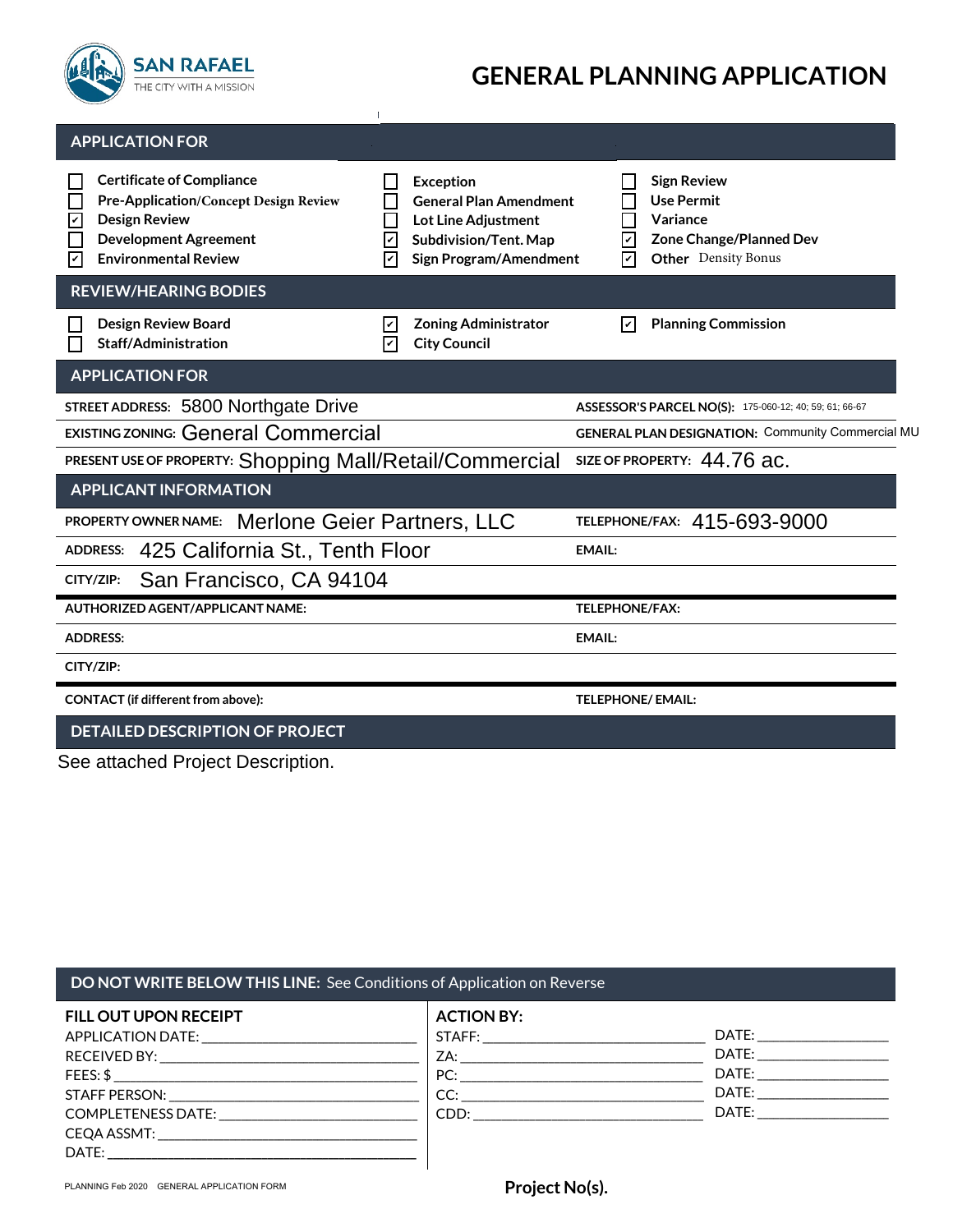SAN RAFAEL
THE CITY WITH A MISSION

# GENERAL PLANNING APPLICATION

## APPLICATION FOR

- [ ] Certificate of Compliance
- [ ] Pre-Application/Concept Design Review
- [x] Design Review
- [ ] Development Agreement
- [x] Environmental Review
- [ ] Exception
- [ ] General Plan Amendment
- [ ] Lot Line Adjustment
- [x] Subdivision/Tent. Map
- [x] Sign Program/Amendment
- [ ] Sign Review
- [ ] Use Permit
- [ ] Variance
- [x] Zone Change/Planned Dev
- [x] Other Density Bonus

## REVIEW/HEARING BODIES

- [ ] Design Review Board
- [ ] Staff/Administration
- [x] Zoning Administrator
- [x] City Council
- [x] Planning Commission

## APPLICATION FOR

| | |
|---|---|
| **STREET ADDRESS:** 5800 Northgate Drive | **ASSESSOR'S PARCEL NO(S):** 175-060-12; 40; 59; 61; 66-67 |
| **EXISTING ZONING:** General Commercial | **GENERAL PLAN DESIGNATION:** Community Commercial MU |
| **PRESENT USE OF PROPERTY:** Shopping Mall/Retail/Commercial | **SIZE OF PROPERTY:** 44.76 ac. |

## APPLICANT INFORMATION

| | |
|---|---|
| **PROPERTY OWNER NAME:** Merlone Geier Partners, LLC | **TELEPHONE/FAX:** 415-693-9000 |
| **ADDRESS:** 425 California St., Tenth Floor | **EMAIL:** |
| **CITY/ZIP:** San Francisco, CA 94104 | |
| **AUTHORIZED AGENT/APPLICANT NAME:** | **TELEPHONE/FAX:** |
| **ADDRESS:** | **EMAIL:** |
| **CITY/ZIP:** | |
| **CONTACT (if different from above):** | **TELEPHONE/ EMAIL:** |

## DETAILED DESCRIPTION OF PROJECT

See attached Project Description.

## DO NOT WRITE BELOW THIS LINE: See Conditions of Application on Reverse

**FILL OUT UPON RECEIPT**

APPLICATION DATE: ____________________
RECEIVED BY: ____________________
FEES: $ ____________________
STAFF PERSON: ____________________
COMPLETENESS DATE: ____________________
CEQA ASSMT: ____________________
DATE: ____________________

**ACTION BY:**

| | |
|---|---|
| STAFF: ____________ | DATE: ____________ |
| ZA: ____________ | DATE: ____________ |
| PC: ____________ | DATE: ____________ |
| CC: ____________ | DATE: ____________ |
| CDD: ____________ | DATE: ____________ |

PLANNING Feb 2020 GENERAL APPLICATION FORM

**Project No(s).**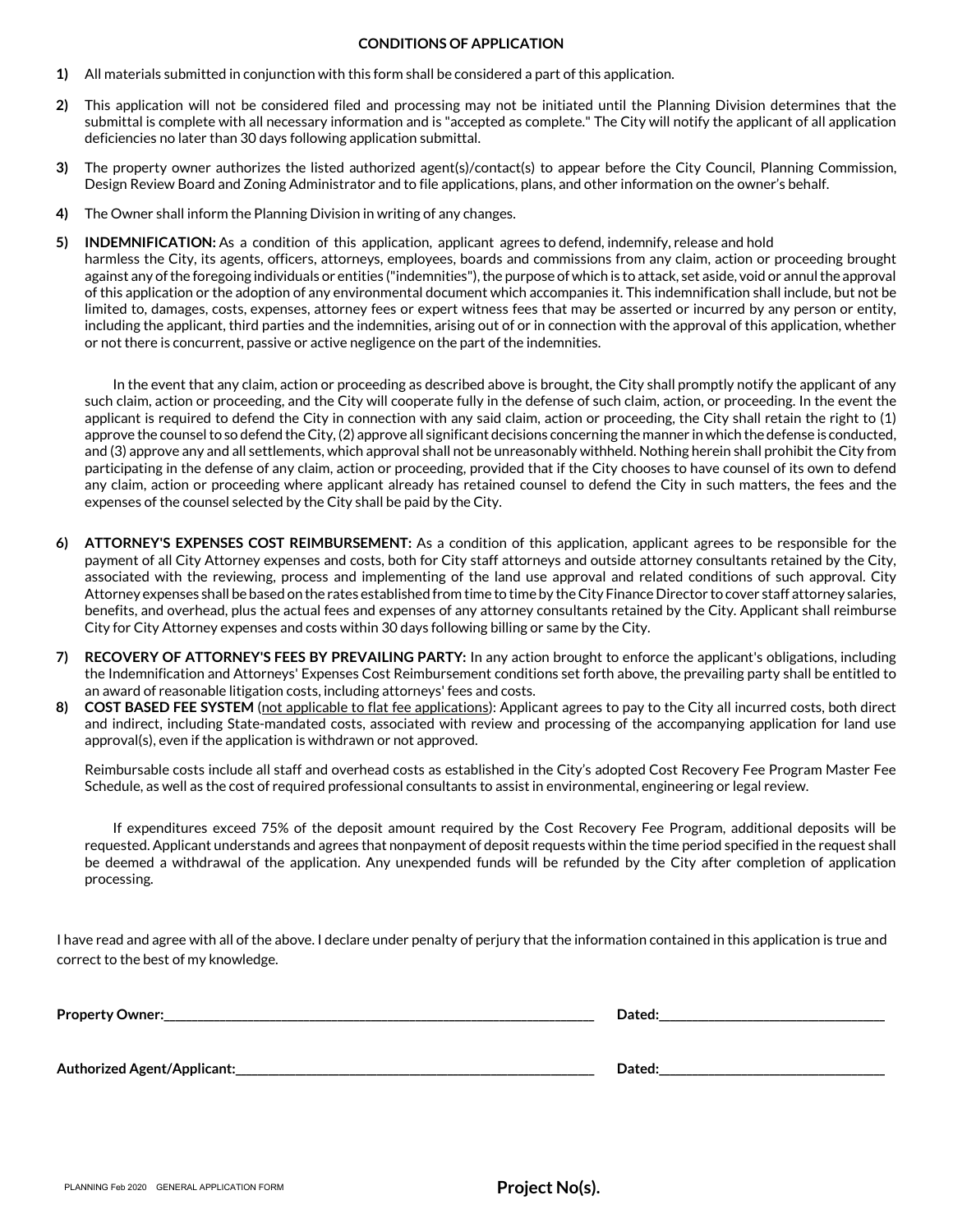## CONDITIONS OF APPLICATION

**1)** All materials submitted in conjunction with this form shall be considered a part of this application.

**2)** This application will not be considered filed and processing may not be initiated until the Planning Division determines that the submittal is complete with all necessary information and is "accepted as complete." The City will notify the applicant of all application deficiencies no later than 30 days following application submittal.

**3)** The property owner authorizes the listed authorized agent(s)/contact(s) to appear before the City Council, Planning Commission, Design Review Board and Zoning Administrator and to file applications, plans, and other information on the owner's behalf.

**4)** The Owner shall inform the Planning Division in writing of any changes.

**5)** **INDEMNIFICATION:** As a condition of this application, applicant agrees to defend, indemnify, release and hold harmless the City, its agents, officers, attorneys, employees, boards and commissions from any claim, action or proceeding brought against any of the foregoing individuals or entities ("indemnities"), the purpose of which is to attack, set aside, void or annul the approval of this application or the adoption of any environmental document which accompanies it. This indemnification shall include, but not be limited to, damages, costs, expenses, attorney fees or expert witness fees that may be asserted or incurred by any person or entity, including the applicant, third parties and the indemnities, arising out of or in connection with the approval of this application, whether or not there is concurrent, passive or active negligence on the part of the indemnities.

In the event that any claim, action or proceeding as described above is brought, the City shall promptly notify the applicant of any such claim, action or proceeding, and the City will cooperate fully in the defense of such claim, action, or proceeding. In the event the applicant is required to defend the City in connection with any said claim, action or proceeding, the City shall retain the right to (1) approve the counsel to so defend the City, (2) approve all significant decisions concerning the manner in which the defense is conducted, and (3) approve any and all settlements, which approval shall not be unreasonably withheld. Nothing herein shall prohibit the City from participating in the defense of any claim, action or proceeding, provided that if the City chooses to have counsel of its own to defend any claim, action or proceeding where applicant already has retained counsel to defend the City in such matters, the fees and the expenses of the counsel selected by the City shall be paid by the City.

**6)** **ATTORNEY'S EXPENSES COST REIMBURSEMENT:** As a condition of this application, applicant agrees to be responsible for the payment of all City Attorney expenses and costs, both for City staff attorneys and outside attorney consultants retained by the City, associated with the reviewing, process and implementing of the land use approval and related conditions of such approval. City Attorney expenses shall be based on the rates established from time to time by the City Finance Director to cover staff attorney salaries, benefits, and overhead, plus the actual fees and expenses of any attorney consultants retained by the City. Applicant shall reimburse City for City Attorney expenses and costs within 30 days following billing or same by the City.

**7)** **RECOVERY OF ATTORNEY'S FEES BY PREVAILING PARTY:** In any action brought to enforce the applicant's obligations, including the Indemnification and Attorneys' Expenses Cost Reimbursement conditions set forth above, the prevailing party shall be entitled to an award of reasonable litigation costs, including attorneys' fees and costs.

**8)** **COST BASED FEE SYSTEM** (not applicable to flat fee applications): Applicant agrees to pay to the City all incurred costs, both direct and indirect, including State-mandated costs, associated with review and processing of the accompanying application for land use approval(s), even if the application is withdrawn or not approved.

Reimbursable costs include all staff and overhead costs as established in the City's adopted Cost Recovery Fee Program Master Fee Schedule, as well as the cost of required professional consultants to assist in environmental, engineering or legal review.

If expenditures exceed 75% of the deposit amount required by the Cost Recovery Fee Program, additional deposits will be requested. Applicant understands and agrees that nonpayment of deposit requests within the time period specified in the request shall be deemed a withdrawal of the application. Any unexpended funds will be refunded by the City after completion of application processing.

I have read and agree with all of the above. I declare under penalty of perjury that the information contained in this application is true and correct to the best of my knowledge.

**Property Owner:**_______________________________ **Dated:**_______________

**Authorized Agent/Applicant:**_______________________________ **Dated:**_______________

PLANNING Feb 2020 GENERAL APPLICATION FORM

**Project No(s).**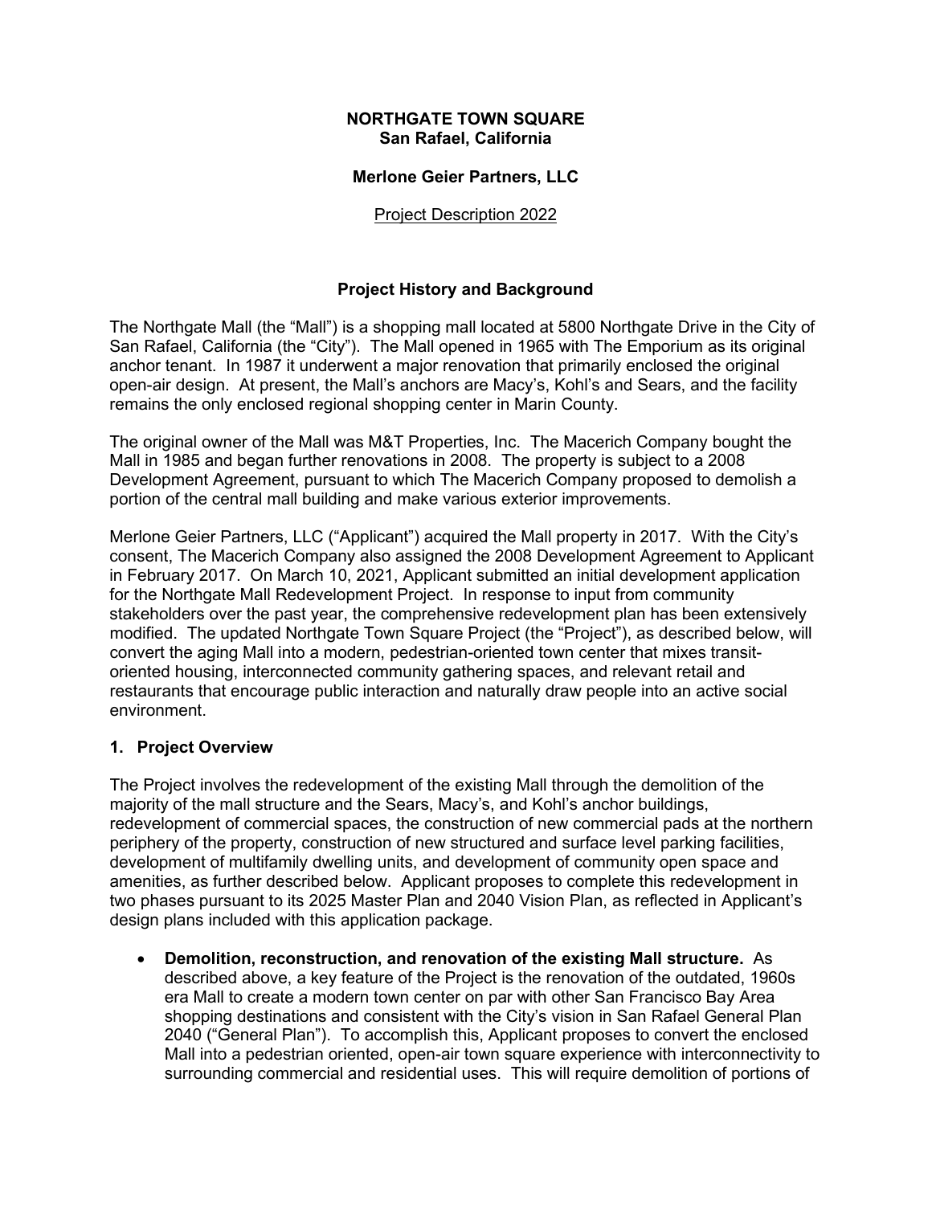**NORTHGATE TOWN SQUARE**
**San Rafael, California**

**Merlone Geier Partners, LLC**

Project Description 2022

## Project History and Background

The Northgate Mall (the "Mall") is a shopping mall located at 5800 Northgate Drive in the City of San Rafael, California (the "City"). The Mall opened in 1965 with The Emporium as its original anchor tenant. In 1987 it underwent a major renovation that primarily enclosed the original open-air design. At present, the Mall's anchors are Macy's, Kohl's and Sears, and the facility remains the only enclosed regional shopping center in Marin County.

The original owner of the Mall was M&T Properties, Inc. The Macerich Company bought the Mall in 1985 and began further renovations in 2008. The property is subject to a 2008 Development Agreement, pursuant to which The Macerich Company proposed to demolish a portion of the central mall building and make various exterior improvements.

Merlone Geier Partners, LLC ("Applicant") acquired the Mall property in 2017. With the City's consent, The Macerich Company also assigned the 2008 Development Agreement to Applicant in February 2017. On March 10, 2021, Applicant submitted an initial development application for the Northgate Mall Redevelopment Project. In response to input from community stakeholders over the past year, the comprehensive redevelopment plan has been extensively modified. The updated Northgate Town Square Project (the "Project"), as described below, will convert the aging Mall into a modern, pedestrian-oriented town center that mixes transit-oriented housing, interconnected community gathering spaces, and relevant retail and restaurants that encourage public interaction and naturally draw people into an active social environment.

### 1. Project Overview

The Project involves the redevelopment of the existing Mall through the demolition of the majority of the mall structure and the Sears, Macy's, and Kohl's anchor buildings, redevelopment of commercial spaces, the construction of new commercial pads at the northern periphery of the property, construction of new structured and surface level parking facilities, development of multifamily dwelling units, and development of community open space and amenities, as further described below. Applicant proposes to complete this redevelopment in two phases pursuant to its 2025 Master Plan and 2040 Vision Plan, as reflected in Applicant's design plans included with this application package.

- **Demolition, reconstruction, and renovation of the existing Mall structure.** As described above, a key feature of the Project is the renovation of the outdated, 1960s era Mall to create a modern town center on par with other San Francisco Bay Area shopping destinations and consistent with the City's vision in San Rafael General Plan 2040 ("General Plan"). To accomplish this, Applicant proposes to convert the enclosed Mall into a pedestrian oriented, open-air town square experience with interconnectivity to surrounding commercial and residential uses. This will require demolition of portions of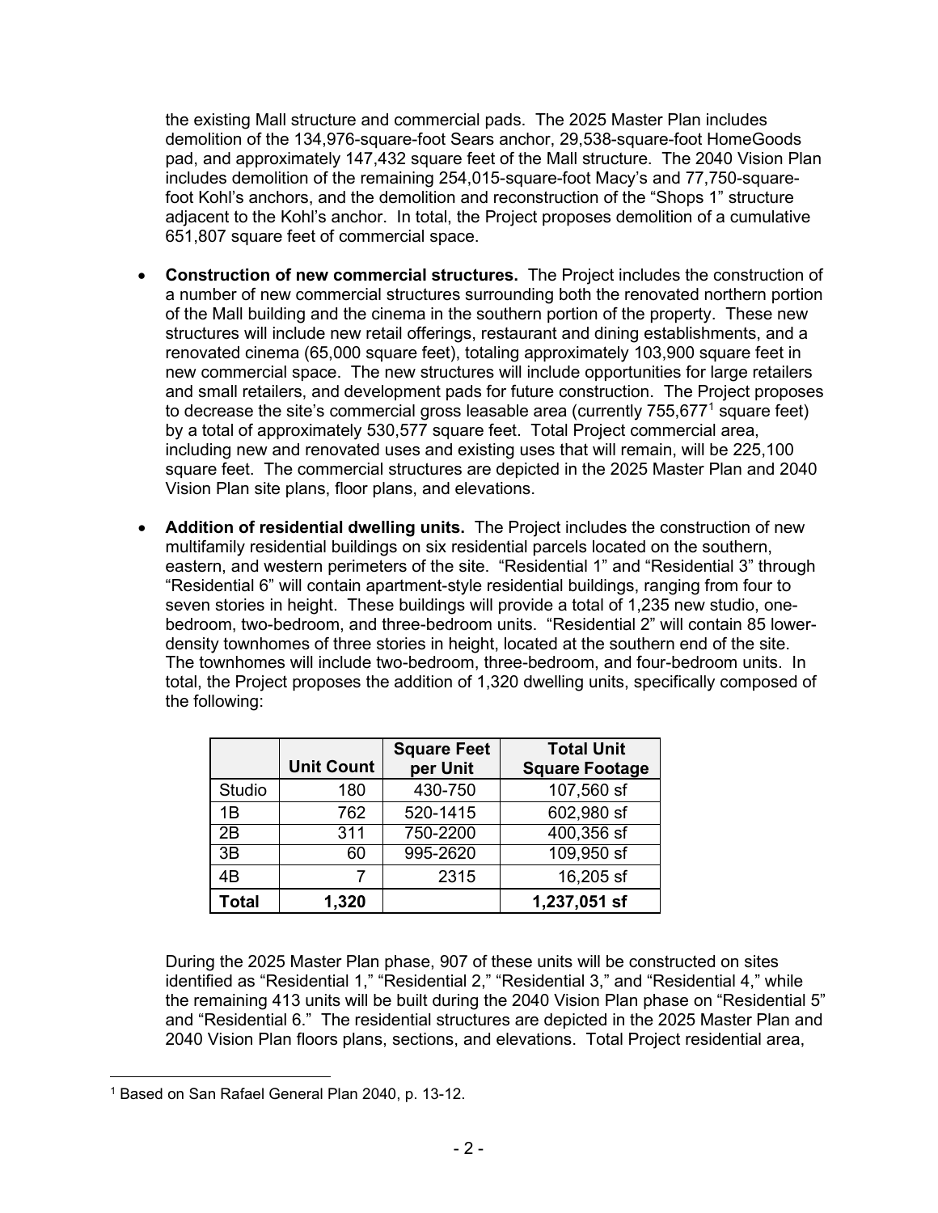the existing Mall structure and commercial pads. The 2025 Master Plan includes demolition of the 134,976-square-foot Sears anchor, 29,538-square-foot HomeGoods pad, and approximately 147,432 square feet of the Mall structure. The 2040 Vision Plan includes demolition of the remaining 254,015-square-foot Macy's and 77,750-square-foot Kohl's anchors, and the demolition and reconstruction of the "Shops 1" structure adjacent to the Kohl's anchor. In total, the Project proposes demolition of a cumulative 651,807 square feet of commercial space.

- **Construction of new commercial structures.** The Project includes the construction of a number of new commercial structures surrounding both the renovated northern portion of the Mall building and the cinema in the southern portion of the property. These new structures will include new retail offerings, restaurant and dining establishments, and a renovated cinema (65,000 square feet), totaling approximately 103,900 square feet in new commercial space. The new structures will include opportunities for large retailers and small retailers, and development pads for future construction. The Project proposes to decrease the site's commercial gross leasable area (currently 755,677[1] square feet) by a total of approximately 530,577 square feet. Total Project commercial area, including new and renovated uses and existing uses that will remain, will be 225,100 square feet. The commercial structures are depicted in the 2025 Master Plan and 2040 Vision Plan site plans, floor plans, and elevations.

- **Addition of residential dwelling units.** The Project includes the construction of new multifamily residential buildings on six residential parcels located on the southern, eastern, and western perimeters of the site. "Residential 1" and "Residential 3" through "Residential 6" will contain apartment-style residential buildings, ranging from four to seven stories in height. These buildings will provide a total of 1,235 new studio, one-bedroom, two-bedroom, and three-bedroom units. "Residential 2" will contain 85 lower-density townhomes of three stories in height, located at the southern end of the site. The townhomes will include two-bedroom, three-bedroom, and four-bedroom units. In total, the Project proposes the addition of 1,320 dwelling units, specifically composed of the following:

| | Unit Count | Square Feet per Unit | Total Unit Square Footage |
|---|---|---|---|
| Studio | 180 | 430-750 | 107,560 sf |
| 1B | 762 | 520-1415 | 602,980 sf |
| 2B | 311 | 750-2200 | 400,356 sf |
| 3B | 60 | 995-2620 | 109,950 sf |
| 4B | 7 | 2315 | 16,205 sf |
| **Total** | **1,320** | | **1,237,051 sf** |

During the 2025 Master Plan phase, 907 of these units will be constructed on sites identified as "Residential 1," "Residential 2," "Residential 3," and "Residential 4," while the remaining 413 units will be built during the 2040 Vision Plan phase on "Residential 5" and "Residential 6." The residential structures are depicted in the 2025 Master Plan and 2040 Vision Plan floors plans, sections, and elevations. Total Project residential area,

---

[1] Based on San Rafael General Plan 2040, p. 13-12.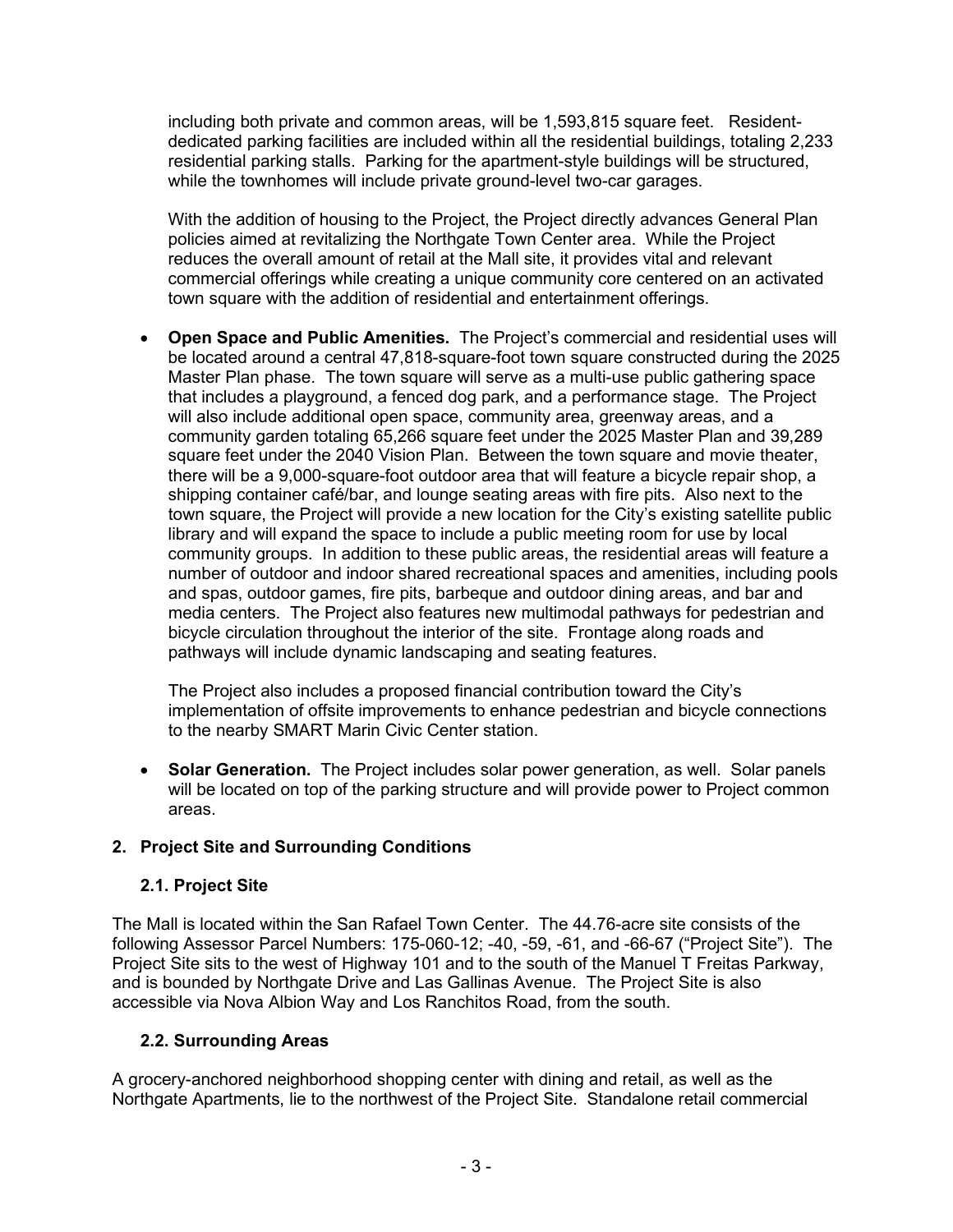including both private and common areas, will be 1,593,815 square feet. Resident-dedicated parking facilities are included within all the residential buildings, totaling 2,233 residential parking stalls. Parking for the apartment-style buildings will be structured, while the townhomes will include private ground-level two-car garages.

With the addition of housing to the Project, the Project directly advances General Plan policies aimed at revitalizing the Northgate Town Center area. While the Project reduces the overall amount of retail at the Mall site, it provides vital and relevant commercial offerings while creating a unique community core centered on an activated town square with the addition of residential and entertainment offerings.

- **Open Space and Public Amenities.** The Project's commercial and residential uses will be located around a central 47,818-square-foot town square constructed during the 2025 Master Plan phase. The town square will serve as a multi-use public gathering space that includes a playground, a fenced dog park, and a performance stage. The Project will also include additional open space, community area, greenway areas, and a community garden totaling 65,266 square feet under the 2025 Master Plan and 39,289 square feet under the 2040 Vision Plan. Between the town square and movie theater, there will be a 9,000-square-foot outdoor area that will feature a bicycle repair shop, a shipping container café/bar, and lounge seating areas with fire pits. Also next to the town square, the Project will provide a new location for the City's existing satellite public library and will expand the space to include a public meeting room for use by local community groups. In addition to these public areas, the residential areas will feature a number of outdoor and indoor shared recreational spaces and amenities, including pools and spas, outdoor games, fire pits, barbeque and outdoor dining areas, and bar and media centers. The Project also features new multimodal pathways for pedestrian and bicycle circulation throughout the interior of the site. Frontage along roads and pathways will include dynamic landscaping and seating features.

  The Project also includes a proposed financial contribution toward the City's implementation of offsite improvements to enhance pedestrian and bicycle connections to the nearby SMART Marin Civic Center station.

- **Solar Generation.** The Project includes solar power generation, as well. Solar panels will be located on top of the parking structure and will provide power to Project common areas.

## 2. Project Site and Surrounding Conditions

### 2.1. Project Site

The Mall is located within the San Rafael Town Center. The 44.76-acre site consists of the following Assessor Parcel Numbers: 175-060-12; -40, -59, -61, and -66-67 ("Project Site"). The Project Site sits to the west of Highway 101 and to the south of the Manuel T Freitas Parkway, and is bounded by Northgate Drive and Las Gallinas Avenue. The Project Site is also accessible via Nova Albion Way and Los Ranchitos Road, from the south.

### 2.2. Surrounding Areas

A grocery-anchored neighborhood shopping center with dining and retail, as well as the Northgate Apartments, lie to the northwest of the Project Site. Standalone retail commercial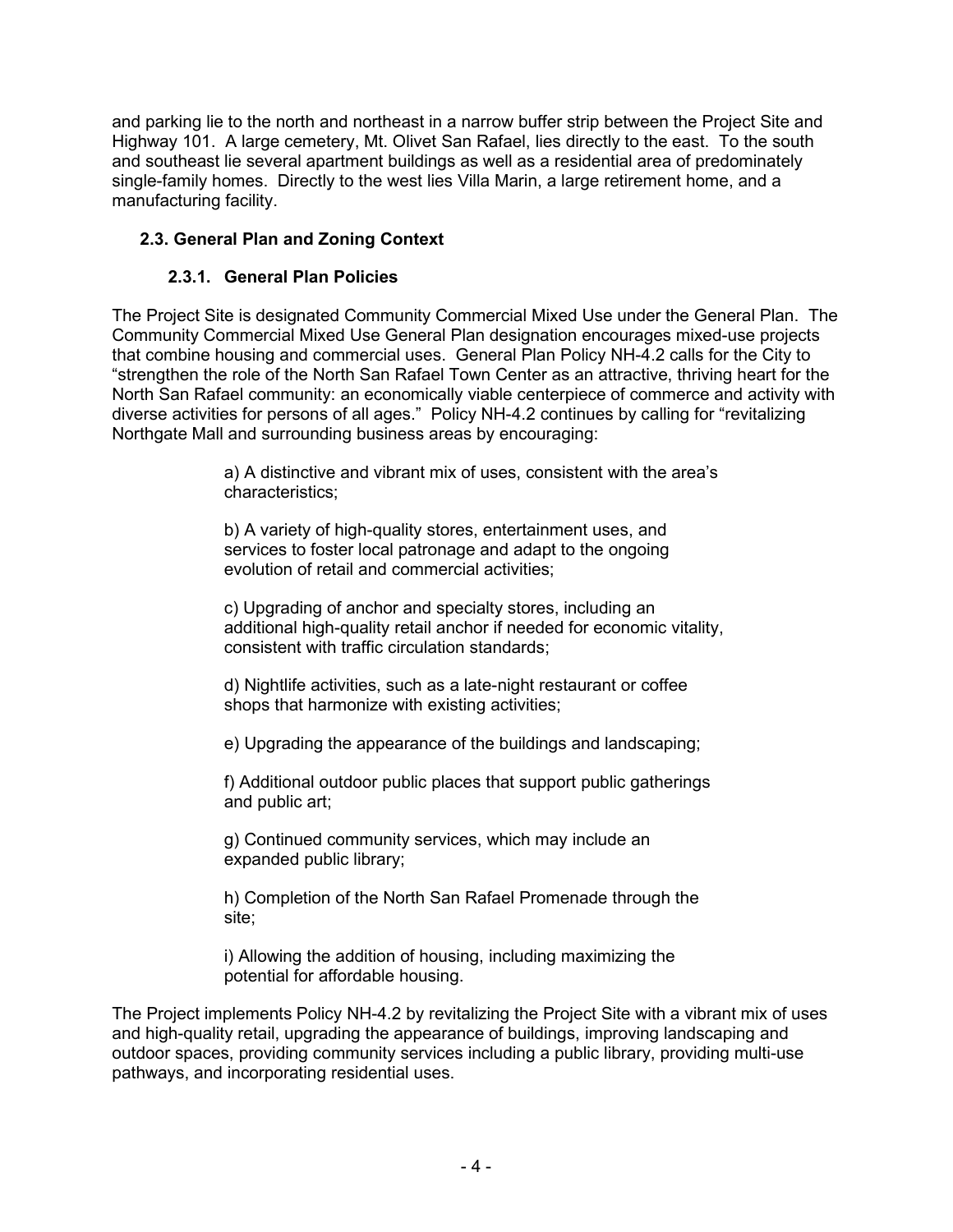and parking lie to the north and northeast in a narrow buffer strip between the Project Site and Highway 101. A large cemetery, Mt. Olivet San Rafael, lies directly to the east. To the south and southeast lie several apartment buildings as well as a residential area of predominately single-family homes. Directly to the west lies Villa Marin, a large retirement home, and a manufacturing facility.

## 2.3. General Plan and Zoning Context

### 2.3.1. General Plan Policies

The Project Site is designated Community Commercial Mixed Use under the General Plan. The Community Commercial Mixed Use General Plan designation encourages mixed-use projects that combine housing and commercial uses. General Plan Policy NH-4.2 calls for the City to "strengthen the role of the North San Rafael Town Center as an attractive, thriving heart for the North San Rafael community: an economically viable centerpiece of commerce and activity with diverse activities for persons of all ages." Policy NH-4.2 continues by calling for "revitalizing Northgate Mall and surrounding business areas by encouraging:

> a) A distinctive and vibrant mix of uses, consistent with the area's characteristics;
>
> b) A variety of high-quality stores, entertainment uses, and services to foster local patronage and adapt to the ongoing evolution of retail and commercial activities;
>
> c) Upgrading of anchor and specialty stores, including an additional high-quality retail anchor if needed for economic vitality, consistent with traffic circulation standards;
>
> d) Nightlife activities, such as a late-night restaurant or coffee shops that harmonize with existing activities;
>
> e) Upgrading the appearance of the buildings and landscaping;
>
> f) Additional outdoor public places that support public gatherings and public art;
>
> g) Continued community services, which may include an expanded public library;
>
> h) Completion of the North San Rafael Promenade through the site;
>
> i) Allowing the addition of housing, including maximizing the potential for affordable housing.

The Project implements Policy NH-4.2 by revitalizing the Project Site with a vibrant mix of uses and high-quality retail, upgrading the appearance of buildings, improving landscaping and outdoor spaces, providing community services including a public library, providing multi-use pathways, and incorporating residential uses.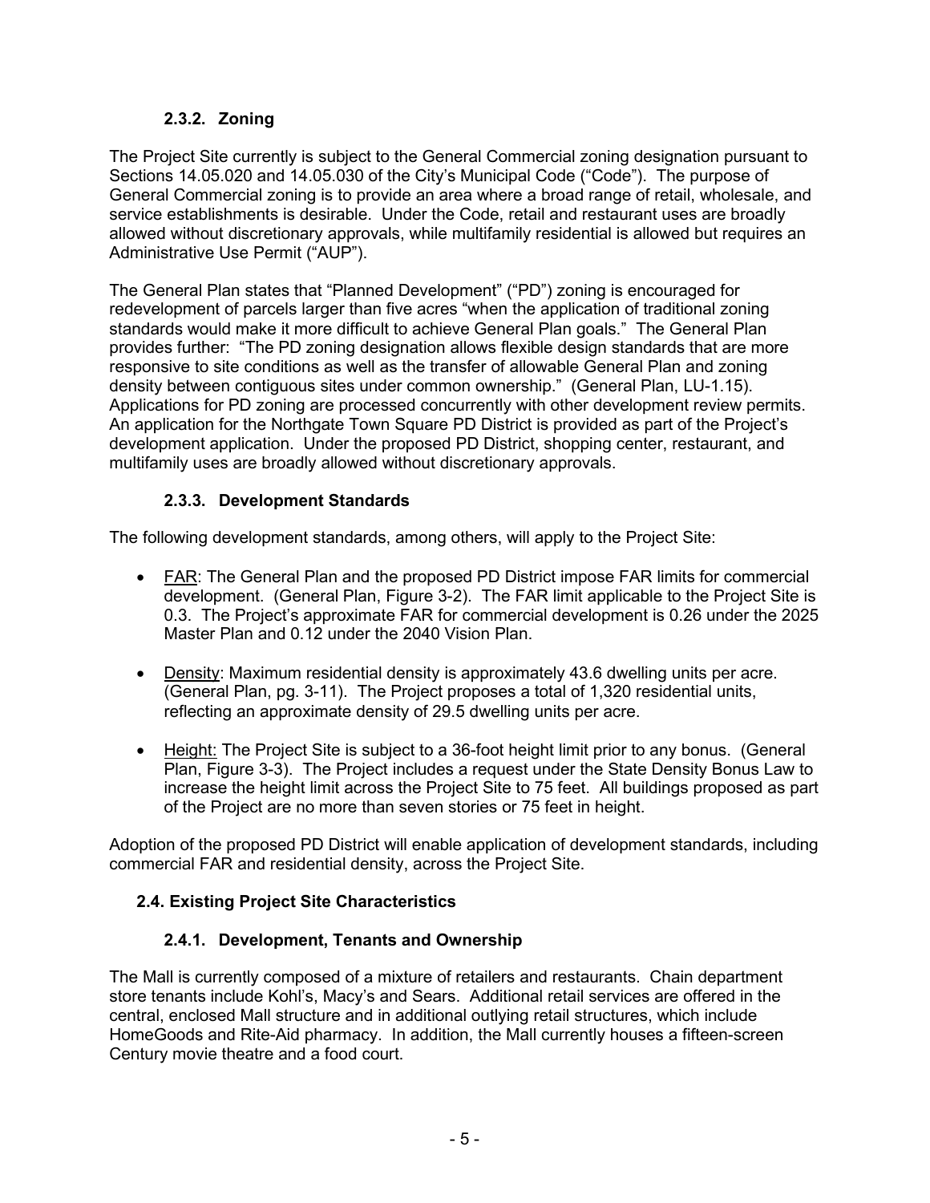### 2.3.2. Zoning

The Project Site currently is subject to the General Commercial zoning designation pursuant to Sections 14.05.020 and 14.05.030 of the City's Municipal Code ("Code"). The purpose of General Commercial zoning is to provide an area where a broad range of retail, wholesale, and service establishments is desirable. Under the Code, retail and restaurant uses are broadly allowed without discretionary approvals, while multifamily residential is allowed but requires an Administrative Use Permit ("AUP").

The General Plan states that "Planned Development" ("PD") zoning is encouraged for redevelopment of parcels larger than five acres "when the application of traditional zoning standards would make it more difficult to achieve General Plan goals." The General Plan provides further: "The PD zoning designation allows flexible design standards that are more responsive to site conditions as well as the transfer of allowable General Plan and zoning density between contiguous sites under common ownership." (General Plan, LU-1.15). Applications for PD zoning are processed concurrently with other development review permits. An application for the Northgate Town Square PD District is provided as part of the Project's development application. Under the proposed PD District, shopping center, restaurant, and multifamily uses are broadly allowed without discretionary approvals.

### 2.3.3. Development Standards

The following development standards, among others, will apply to the Project Site:

- FAR: The General Plan and the proposed PD District impose FAR limits for commercial development. (General Plan, Figure 3-2). The FAR limit applicable to the Project Site is 0.3. The Project's approximate FAR for commercial development is 0.26 under the 2025 Master Plan and 0.12 under the 2040 Vision Plan.
- Density: Maximum residential density is approximately 43.6 dwelling units per acre. (General Plan, pg. 3-11). The Project proposes a total of 1,320 residential units, reflecting an approximate density of 29.5 dwelling units per acre.
- Height: The Project Site is subject to a 36-foot height limit prior to any bonus. (General Plan, Figure 3-3). The Project includes a request under the State Density Bonus Law to increase the height limit across the Project Site to 75 feet. All buildings proposed as part of the Project are no more than seven stories or 75 feet in height.

Adoption of the proposed PD District will enable application of development standards, including commercial FAR and residential density, across the Project Site.

## 2.4. Existing Project Site Characteristics

### 2.4.1. Development, Tenants and Ownership

The Mall is currently composed of a mixture of retailers and restaurants. Chain department store tenants include Kohl's, Macy's and Sears. Additional retail services are offered in the central, enclosed Mall structure and in additional outlying retail structures, which include HomeGoods and Rite-Aid pharmacy. In addition, the Mall currently houses a fifteen-screen Century movie theatre and a food court.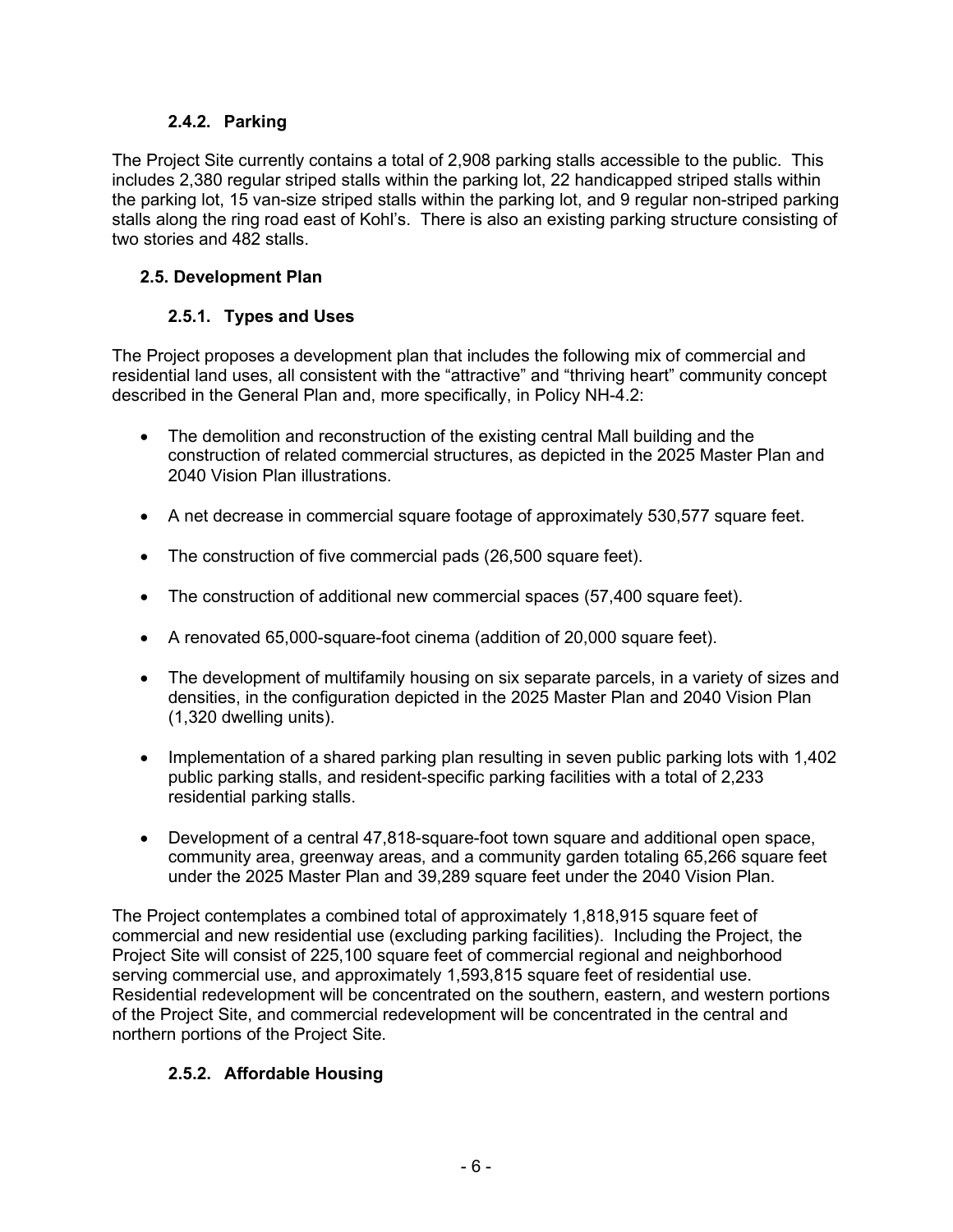### 2.4.2. Parking

The Project Site currently contains a total of 2,908 parking stalls accessible to the public. This includes 2,380 regular striped stalls within the parking lot, 22 handicapped striped stalls within the parking lot, 15 van-size striped stalls within the parking lot, and 9 regular non-striped parking stalls along the ring road east of Kohl's. There is also an existing parking structure consisting of two stories and 482 stalls.

## 2.5. Development Plan

### 2.5.1. Types and Uses

The Project proposes a development plan that includes the following mix of commercial and residential land uses, all consistent with the "attractive" and "thriving heart" community concept described in the General Plan and, more specifically, in Policy NH-4.2:

- The demolition and reconstruction of the existing central Mall building and the construction of related commercial structures, as depicted in the 2025 Master Plan and 2040 Vision Plan illustrations.
- A net decrease in commercial square footage of approximately 530,577 square feet.
- The construction of five commercial pads (26,500 square feet).
- The construction of additional new commercial spaces (57,400 square feet).
- A renovated 65,000-square-foot cinema (addition of 20,000 square feet).
- The development of multifamily housing on six separate parcels, in a variety of sizes and densities, in the configuration depicted in the 2025 Master Plan and 2040 Vision Plan (1,320 dwelling units).
- Implementation of a shared parking plan resulting in seven public parking lots with 1,402 public parking stalls, and resident-specific parking facilities with a total of 2,233 residential parking stalls.
- Development of a central 47,818-square-foot town square and additional open space, community area, greenway areas, and a community garden totaling 65,266 square feet under the 2025 Master Plan and 39,289 square feet under the 2040 Vision Plan.

The Project contemplates a combined total of approximately 1,818,915 square feet of commercial and new residential use (excluding parking facilities). Including the Project, the Project Site will consist of 225,100 square feet of commercial regional and neighborhood serving commercial use, and approximately 1,593,815 square feet of residential use. Residential redevelopment will be concentrated on the southern, eastern, and western portions of the Project Site, and commercial redevelopment will be concentrated in the central and northern portions of the Project Site.

### 2.5.2. Affordable Housing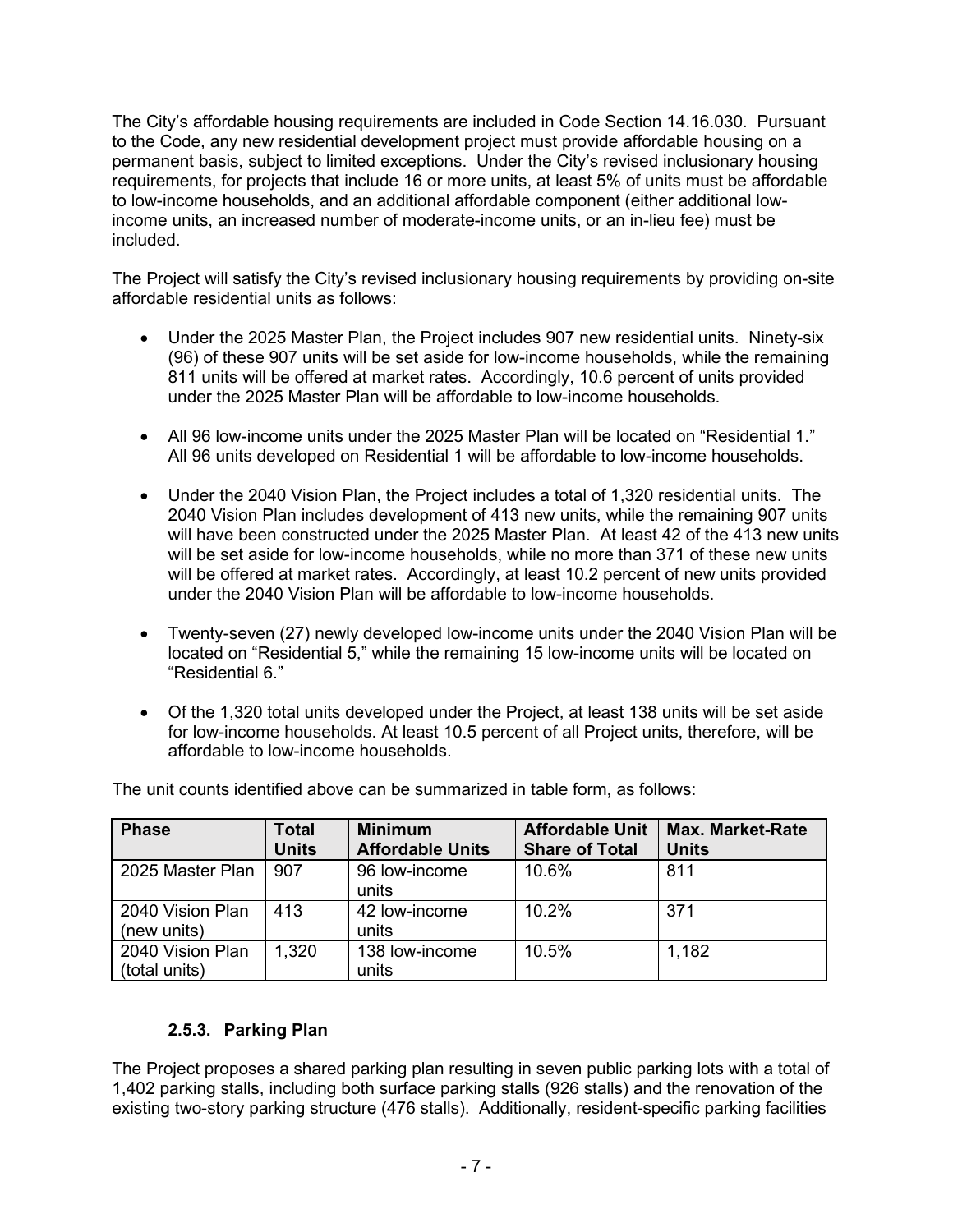The City's affordable housing requirements are included in Code Section 14.16.030. Pursuant to the Code, any new residential development project must provide affordable housing on a permanent basis, subject to limited exceptions. Under the City's revised inclusionary housing requirements, for projects that include 16 or more units, at least 5% of units must be affordable to low-income households, and an additional affordable component (either additional low-income units, an increased number of moderate-income units, or an in-lieu fee) must be included.

The Project will satisfy the City's revised inclusionary housing requirements by providing on-site affordable residential units as follows:

- Under the 2025 Master Plan, the Project includes 907 new residential units. Ninety-six (96) of these 907 units will be set aside for low-income households, while the remaining 811 units will be offered at market rates. Accordingly, 10.6 percent of units provided under the 2025 Master Plan will be affordable to low-income households.
- All 96 low-income units under the 2025 Master Plan will be located on "Residential 1." All 96 units developed on Residential 1 will be affordable to low-income households.
- Under the 2040 Vision Plan, the Project includes a total of 1,320 residential units. The 2040 Vision Plan includes development of 413 new units, while the remaining 907 units will have been constructed under the 2025 Master Plan. At least 42 of the 413 new units will be set aside for low-income households, while no more than 371 of these new units will be offered at market rates. Accordingly, at least 10.2 percent of new units provided under the 2040 Vision Plan will be affordable to low-income households.
- Twenty-seven (27) newly developed low-income units under the 2040 Vision Plan will be located on "Residential 5," while the remaining 15 low-income units will be located on "Residential 6."
- Of the 1,320 total units developed under the Project, at least 138 units will be set aside for low-income households. At least 10.5 percent of all Project units, therefore, will be affordable to low-income households.

The unit counts identified above can be summarized in table form, as follows:

| Phase | Total Units | Minimum Affordable Units | Affordable Unit Share of Total | Max. Market-Rate Units |
|---|---|---|---|---|
| 2025 Master Plan | 907 | 96 low-income units | 10.6% | 811 |
| 2040 Vision Plan (new units) | 413 | 42 low-income units | 10.2% | 371 |
| 2040 Vision Plan (total units) | 1,320 | 138 low-income units | 10.5% | 1,182 |

### 2.5.3. Parking Plan

The Project proposes a shared parking plan resulting in seven public parking lots with a total of 1,402 parking stalls, including both surface parking stalls (926 stalls) and the renovation of the existing two-story parking structure (476 stalls). Additionally, resident-specific parking facilities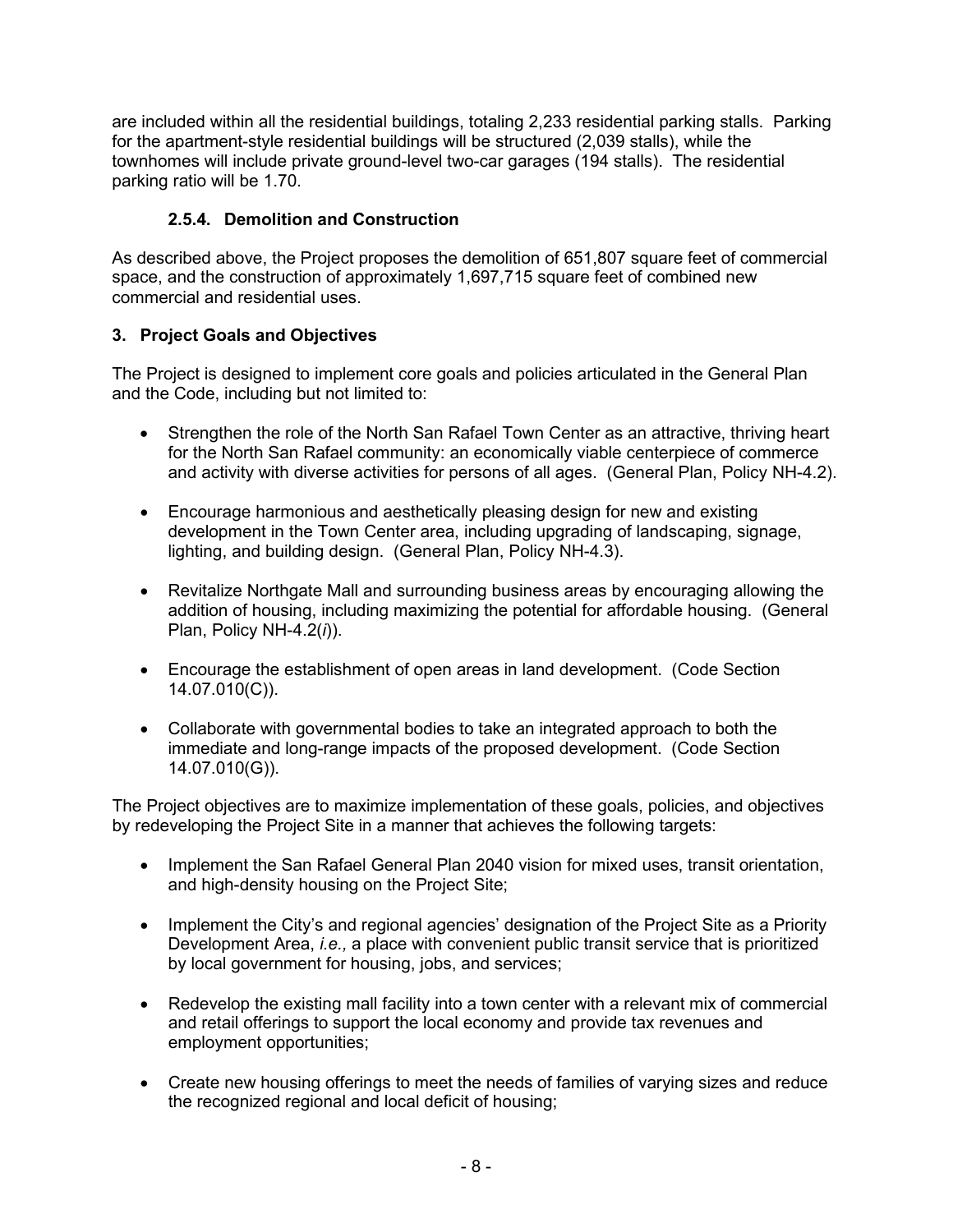are included within all the residential buildings, totaling 2,233 residential parking stalls. Parking for the apartment-style residential buildings will be structured (2,039 stalls), while the townhomes will include private ground-level two-car garages (194 stalls). The residential parking ratio will be 1.70.

#### 2.5.4. Demolition and Construction

As described above, the Project proposes the demolition of 651,807 square feet of commercial space, and the construction of approximately 1,697,715 square feet of combined new commercial and residential uses.

### 3. Project Goals and Objectives

The Project is designed to implement core goals and policies articulated in the General Plan and the Code, including but not limited to:

- Strengthen the role of the North San Rafael Town Center as an attractive, thriving heart for the North San Rafael community: an economically viable centerpiece of commerce and activity with diverse activities for persons of all ages. (General Plan, Policy NH-4.2).
- Encourage harmonious and aesthetically pleasing design for new and existing development in the Town Center area, including upgrading of landscaping, signage, lighting, and building design. (General Plan, Policy NH-4.3).
- Revitalize Northgate Mall and surrounding business areas by encouraging allowing the addition of housing, including maximizing the potential for affordable housing. (General Plan, Policy NH-4.2(*i*)).
- Encourage the establishment of open areas in land development. (Code Section 14.07.010(C)).
- Collaborate with governmental bodies to take an integrated approach to both the immediate and long-range impacts of the proposed development. (Code Section 14.07.010(G)).

The Project objectives are to maximize implementation of these goals, policies, and objectives by redeveloping the Project Site in a manner that achieves the following targets:

- Implement the San Rafael General Plan 2040 vision for mixed uses, transit orientation, and high-density housing on the Project Site;
- Implement the City's and regional agencies' designation of the Project Site as a Priority Development Area, *i.e.,* a place with convenient public transit service that is prioritized by local government for housing, jobs, and services;
- Redevelop the existing mall facility into a town center with a relevant mix of commercial and retail offerings to support the local economy and provide tax revenues and employment opportunities;
- Create new housing offerings to meet the needs of families of varying sizes and reduce the recognized regional and local deficit of housing;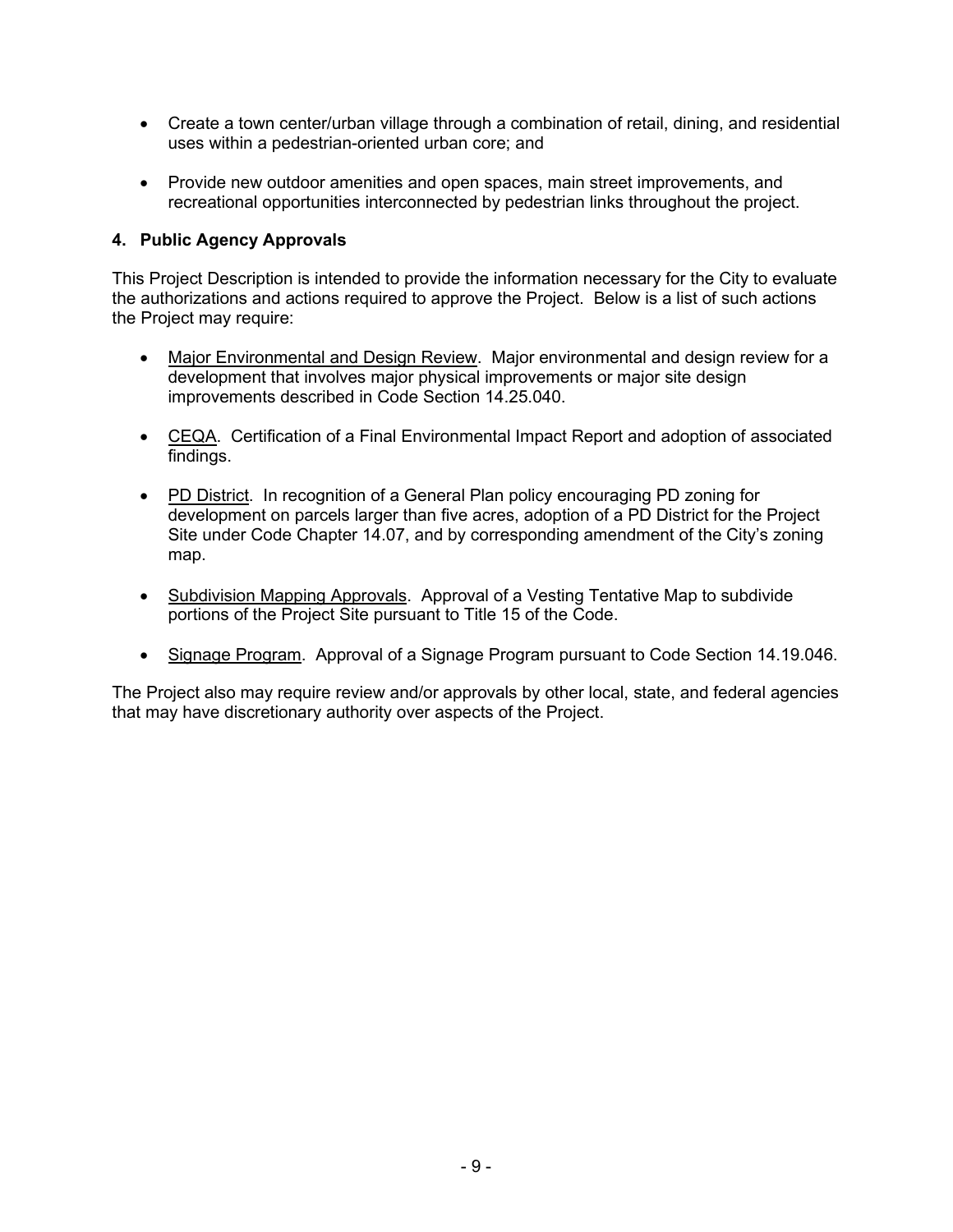- Create a town center/urban village through a combination of retail, dining, and residential uses within a pedestrian-oriented urban core; and
- Provide new outdoor amenities and open spaces, main street improvements, and recreational opportunities interconnected by pedestrian links throughout the project.

### 4. Public Agency Approvals

This Project Description is intended to provide the information necessary for the City to evaluate the authorizations and actions required to approve the Project. Below is a list of such actions the Project may require:

- Major Environmental and Design Review. Major environmental and design review for a development that involves major physical improvements or major site design improvements described in Code Section 14.25.040.
- CEQA. Certification of a Final Environmental Impact Report and adoption of associated findings.
- PD District. In recognition of a General Plan policy encouraging PD zoning for development on parcels larger than five acres, adoption of a PD District for the Project Site under Code Chapter 14.07, and by corresponding amendment of the City's zoning map.
- Subdivision Mapping Approvals. Approval of a Vesting Tentative Map to subdivide portions of the Project Site pursuant to Title 15 of the Code.
- Signage Program. Approval of a Signage Program pursuant to Code Section 14.19.046.

The Project also may require review and/or approvals by other local, state, and federal agencies that may have discretionary authority over aspects of the Project.